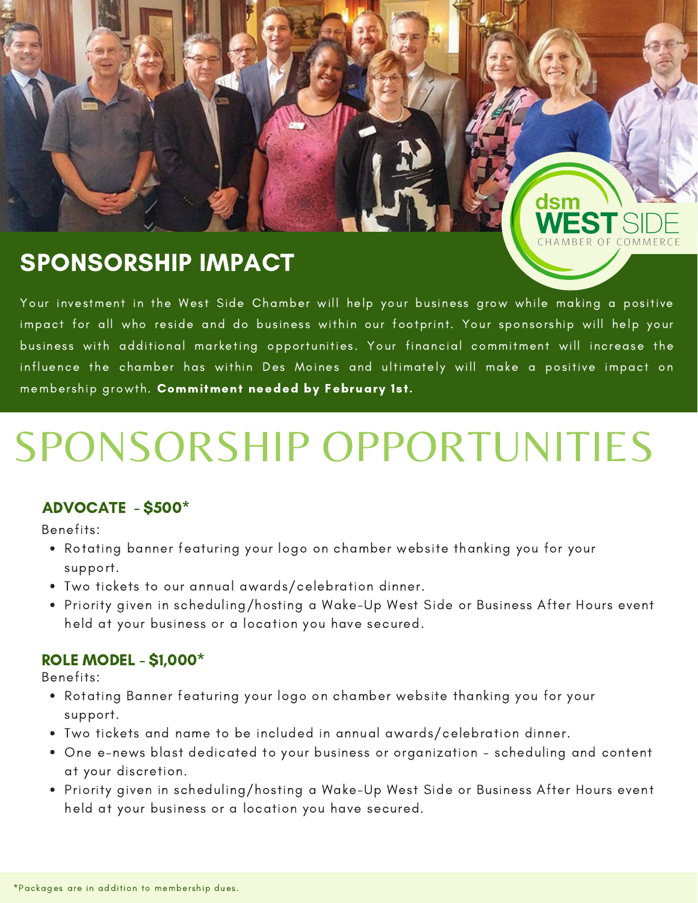dsm WEST SIDE CHAMBER OF COMMERCE

## SPONSORSHIP IMPACT

Your investment in the West Side Chamber will help your business grow while making a positive impact for all who reside and do business within our footprint. Your sponsorship will help your business with additional marketing opportunities. Your financial commitment will increase the influence the chamber has within Des Moines and ultimately will make a positive impact on membership growth. **Commitment needed by February 1st.**

# SPONSORSHIP OPPORTUNITIES

### ADVOCATE - $500*

Benefits:

- Rotating banner featuring your logo on chamber website thanking you for your support.
- Two tickets to our annual awards/celebration dinner.
- Priority given in scheduling/hosting a Wake-Up West Side or Business After Hours event held at your business or a location you have secured.

### ROLE MODEL - $1,000*

Benefits:

- Rotating Banner featuring your logo on chamber website thanking you for your support.
- Two tickets and name to be included in annual awards/celebration dinner.
- One e-news blast dedicated to your business or organization - scheduling and content at your discretion.
- Priority given in scheduling/hosting a Wake-Up West Side or Business After Hours event held at your business or a location you have secured.

*Packages are in addition to membership dues.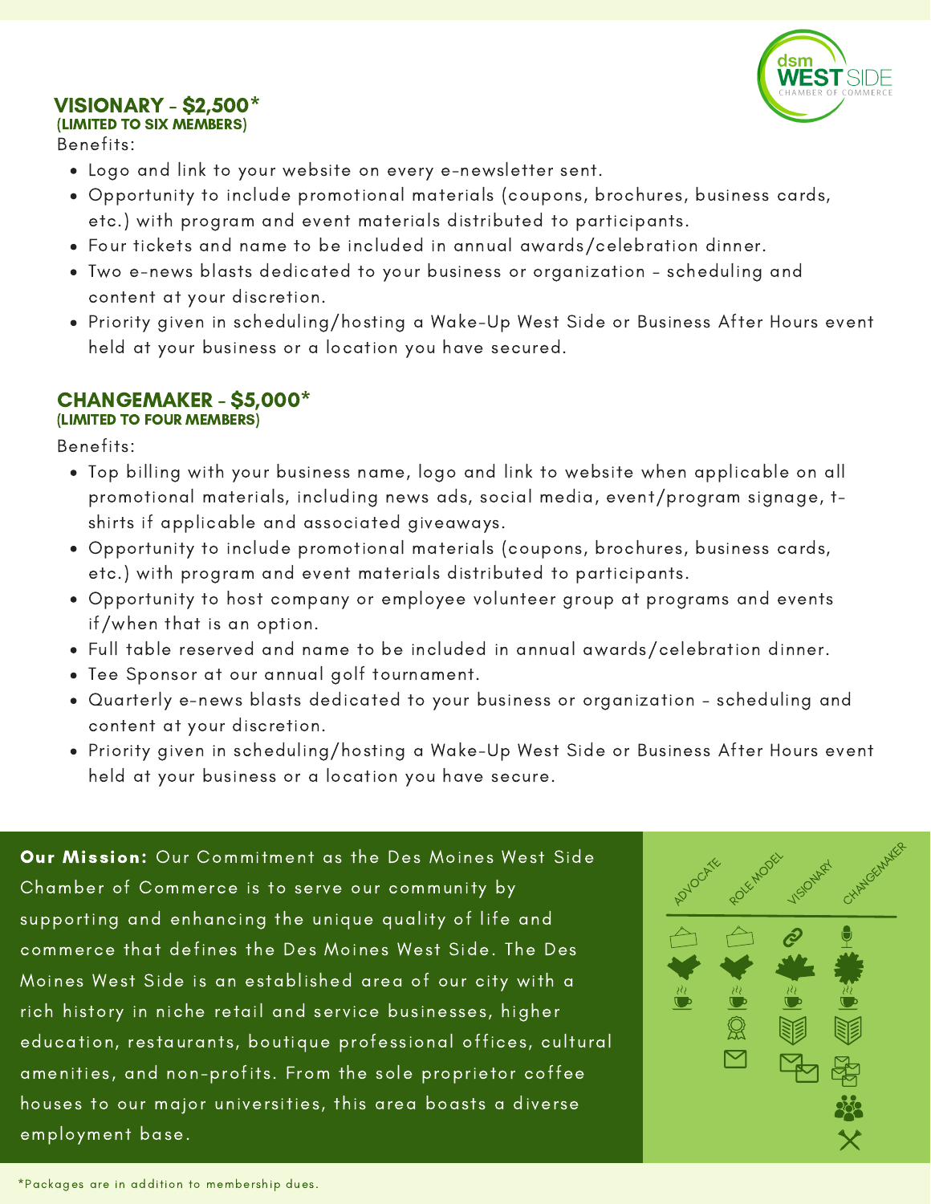## VISIONARY - $2,500*

**(LIMITED TO SIX MEMBERS)**

Benefits:

- Logo and link to your website on every e-newsletter sent.
- Opportunity to include promotional materials (coupons, brochures, business cards, etc.) with program and event materials distributed to participants.
- Four tickets and name to be included in annual awards/celebration dinner.
- Two e-news blasts dedicated to your business or organization - scheduling and content at your discretion.
- Priority given in scheduling/hosting a Wake-Up West Side or Business After Hours event held at your business or a location you have secured.

## CHANGEMAKER - $5,000*

**(LIMITED TO FOUR MEMBERS)**

Benefits:

- Top billing with your business name, logo and link to website when applicable on all promotional materials, including news ads, social media, event/program signage, t-shirts if applicable and associated giveaways.
- Opportunity to include promotional materials (coupons, brochures, business cards, etc.) with program and event materials distributed to participants.
- Opportunity to host company or employee volunteer group at programs and events if/when that is an option.
- Full table reserved and name to be included in annual awards/celebration dinner.
- Tee Sponsor at our annual golf tournament.
- Quarterly e-news blasts dedicated to your business or organization - scheduling and content at your discretion.
- Priority given in scheduling/hosting a Wake-Up West Side or Business After Hours event held at your business or a location you have secure.

**Our Mission:** Our Commitment as the Des Moines West Side Chamber of Commerce is to serve our community by supporting and enhancing the unique quality of life and commerce that defines the Des Moines West Side. The Des Moines West Side is an established area of our city with a rich history in niche retail and service businesses, higher education, restaurants, boutique professional offices, cultural amenities, and non-profits. From the sole proprietor coffee houses to our major universities, this area boasts a diverse employment base.

ADVOCATE
ROLE MODEL
VISIONARY
CHANGEMAKER

*Packages are in addition to membership dues.